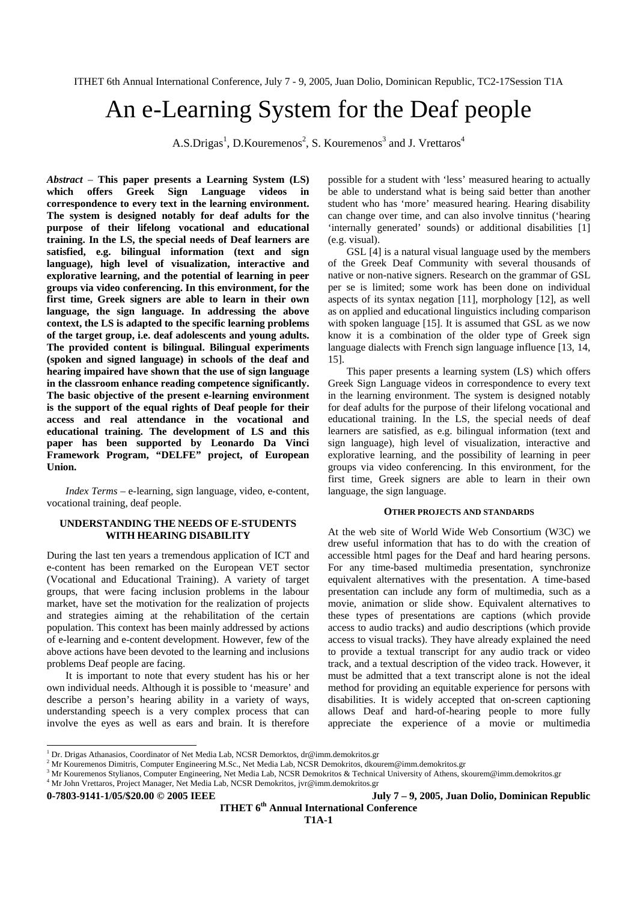# An e-Learning System for the Deaf people

A.S.Drigas[1], D.Kouremenos[2], S. Kouremenos[3] and J. Vrettaros[4]

***Abstract*** – **This paper presents a Learning System (LS) which offers Greek Sign Language videos in correspondence to every text in the learning environment. The system is designed notably for deaf adults for the purpose of their lifelong vocational and educational training. In the LS, the special needs of Deaf learners are satisfied, e.g. bilingual information (text and sign language), high level of visualization, interactive and explorative learning, and the potential of learning in peer groups via video conferencing. In this environment, for the first time, Greek signers are able to learn in their own language, the sign language. In addressing the above context, the LS is adapted to the specific learning problems of the target group, i.e. deaf adolescents and young adults. The provided content is bilingual. Bilingual experiments (spoken and signed language) in schools of the deaf and hearing impaired have shown that the use of sign language in the classroom enhance reading competence significantly. The basic objective of the present e-learning environment is the support of the equal rights of Deaf people for their access and real attendance in the vocational and educational training. The development of LS and this paper has been supported by Leonardo Da Vinci Framework Program, "DELFE" project, of European Union.**

*Index Terms* – e-learning, sign language, video, e-content, vocational training, deaf people.

## UNDERSTANDING THE NEEDS OF E-STUDENTS WITH HEARING DISABILITY

During the last ten years a tremendous application of ICT and e-content has been remarked on the European VET sector (Vocational and Educational Training). A variety of target groups, that were facing inclusion problems in the labour market, have set the motivation for the realization of projects and strategies aiming at the rehabilitation of the certain population. This context has been mainly addressed by actions of e-learning and e-content development. However, few of the above actions have been devoted to the learning and inclusions problems Deaf people are facing.

It is important to note that every student has his or her own individual needs. Although it is possible to 'measure' and describe a person's hearing ability in a variety of ways, understanding speech is a very complex process that can involve the eyes as well as ears and brain. It is therefore possible for a student with 'less' measured hearing to actually be able to understand what is being said better than another student who has 'more' measured hearing. Hearing disability can change over time, and can also involve tinnitus ('hearing 'internally generated' sounds) or additional disabilities [1] (e.g. visual).

GSL [4] is a natural visual language used by the members of the Greek Deaf Community with several thousands of native or non-native signers. Research on the grammar of GSL per se is limited; some work has been done on individual aspects of its syntax negation [11], morphology [12], as well as on applied and educational linguistics including comparison with spoken language [15]. It is assumed that GSL as we now know it is a combination of the older type of Greek sign language dialects with French sign language influence [13, 14, 15].

This paper presents a learning system (LS) which offers Greek Sign Language videos in correspondence to every text in the learning environment. The system is designed notably for deaf adults for the purpose of their lifelong vocational and educational training. In the LS, the special needs of deaf learners are satisfied, as e.g. bilingual information (text and sign language), high level of visualization, interactive and explorative learning, and the possibility of learning in peer groups via video conferencing. In this environment, for the first time, Greek signers are able to learn in their own language, the sign language.

## OTHER PROJECTS AND STANDARDS

At the web site of World Wide Web Consortium (W3C) we drew useful information that has to do with the creation of accessible html pages for the Deaf and hard hearing persons. For any time-based multimedia presentation, synchronize equivalent alternatives with the presentation. A time-based presentation can include any form of multimedia, such as a movie, animation or slide show. Equivalent alternatives to these types of presentations are captions (which provide access to audio tracks) and audio descriptions (which provide access to visual tracks). They have already explained the need to provide a textual transcript for any audio track or video track, and a textual description of the video track. However, it must be admitted that a text transcript alone is not the ideal method for providing an equitable experience for persons with disabilities. It is widely accepted that on-screen captioning allows Deaf and hard-of-hearing people to more fully appreciate the experience of a movie or multimedia

---

[1] Dr. Drigas Athanasios, Coordinator of Net Media Lab, NCSR Demorktos, dr@imm.demokritos.gr
[2] Mr Kouremenos Dimitris, Computer Engineering M.Sc., Net Media Lab, NCSR Demokritos, dkourem@imm.demokritos.gr
[3] Mr Kouremenos Stylianos, Computer Engineering, Net Media Lab, NCSR Demokritos & Technical University of Athens, skourem@imm.demokritos.gr
[4] Mr John Vrettaros, Project Manager, Net Media Lab, NCSR Demokritos, jvr@imm.demokritos.gr

**0-7803-9141-1/05/$20.00 © 2005 IEEE**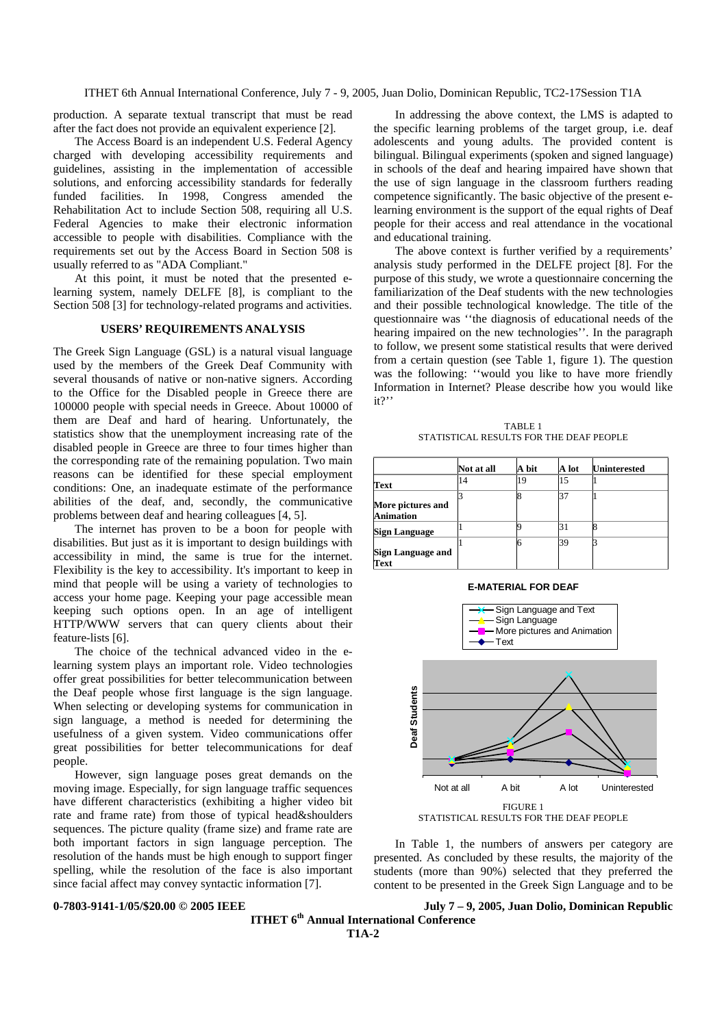production. A separate textual transcript that must be read after the fact does not provide an equivalent experience [2].

The Access Board is an independent U.S. Federal Agency charged with developing accessibility requirements and guidelines, assisting in the implementation of accessible solutions, and enforcing accessibility standards for federally funded facilities. In 1998, Congress amended the Rehabilitation Act to include Section 508, requiring all U.S. Federal Agencies to make their electronic information accessible to people with disabilities. Compliance with the requirements set out by the Access Board in Section 508 is usually referred to as "ADA Compliant."

At this point, it must be noted that the presented e-learning system, namely DELFE [8], is compliant to the Section 508 [3] for technology-related programs and activities.

## USERS' REQUIREMENTS ANALYSIS

The Greek Sign Language (GSL) is a natural visual language used by the members of the Greek Deaf Community with several thousands of native or non-native signers. According to the Office for the Disabled people in Greece there are 100000 people with special needs in Greece. About 10000 of them are Deaf and hard of hearing. Unfortunately, the statistics show that the unemployment increasing rate of the disabled people in Greece are three to four times higher than the corresponding rate of the remaining population. Two main reasons can be identified for these special employment conditions: One, an inadequate estimate of the performance abilities of the deaf, and, secondly, the communicative problems between deaf and hearing colleagues [4, 5].

The internet has proven to be a boon for people with disabilities. But just as it is important to design buildings with accessibility in mind, the same is true for the internet. Flexibility is the key to accessibility. It's important to keep in mind that people will be using a variety of technologies to access your home page. Keeping your page accessible mean keeping such options open. In an age of intelligent HTTP/WWW servers that can query clients about their feature-lists [6].

The choice of the technical advanced video in the e-learning system plays an important role. Video technologies offer great possibilities for better telecommunication between the Deaf people whose first language is the sign language. When selecting or developing systems for communication in sign language, a method is needed for determining the usefulness of a given system. Video communications offer great possibilities for better telecommunications for deaf people.

However, sign language poses great demands on the moving image. Especially, for sign language traffic sequences have different characteristics (exhibiting a higher video bit rate and frame rate) from those of typical head&shoulders sequences. The picture quality (frame size) and frame rate are both important factors in sign language perception. The resolution of the hands must be high enough to support finger spelling, while the resolution of the face is also important since facial affect may convey syntactic information [7].

In addressing the above context, the LMS is adapted to the specific learning problems of the target group, i.e. deaf adolescents and young adults. The provided content is bilingual. Bilingual experiments (spoken and signed language) in schools of the deaf and hearing impaired have shown that the use of sign language in the classroom furthers reading competence significantly. The basic objective of the present e-learning environment is the support of the equal rights of Deaf people for their access and real attendance in the vocational and educational training.

The above context is further verified by a requirements' analysis study performed in the DELFE project [8]. For the purpose of this study, we wrote a questionnaire concerning the familiarization of the Deaf students with the new technologies and their possible technological knowledge. The title of the questionnaire was ''the diagnosis of educational needs of the hearing impaired on the new technologies''. In the paragraph to follow, we present some statistical results that were derived from a certain question (see Table 1, figure 1). The question was the following: ''would you like to have more friendly Information in Internet? Please describe how you would like it?''

TABLE 1
STATISTICAL RESULTS FOR THE DEAF PEOPLE

| | Not at all | A bit | A lot | Uninterested |
|---|---|---|---|---|
| **Text** | 14 | 19 | 15 | 1 |
| **More pictures and Animation** | 3 | 8 | 37 | 1 |
| **Sign Language** | 1 | 9 | 31 | 8 |
| **Sign Language and Text** | 1 | 6 | 39 | 3 |

E-MATERIAL FOR DEAF

Sign Language and Text
Sign Language
More pictures and Animation
Text

Deaf Students

Not at all
A bit
A lot
Uninterested

FIGURE 1
STATISTICAL RESULTS FOR THE DEAF PEOPLE

In Table 1, the numbers of answers per category are presented. As concluded by these results, the majority of the students (more than 90%) selected that they preferred the content to be presented in the Greek Sign Language and to be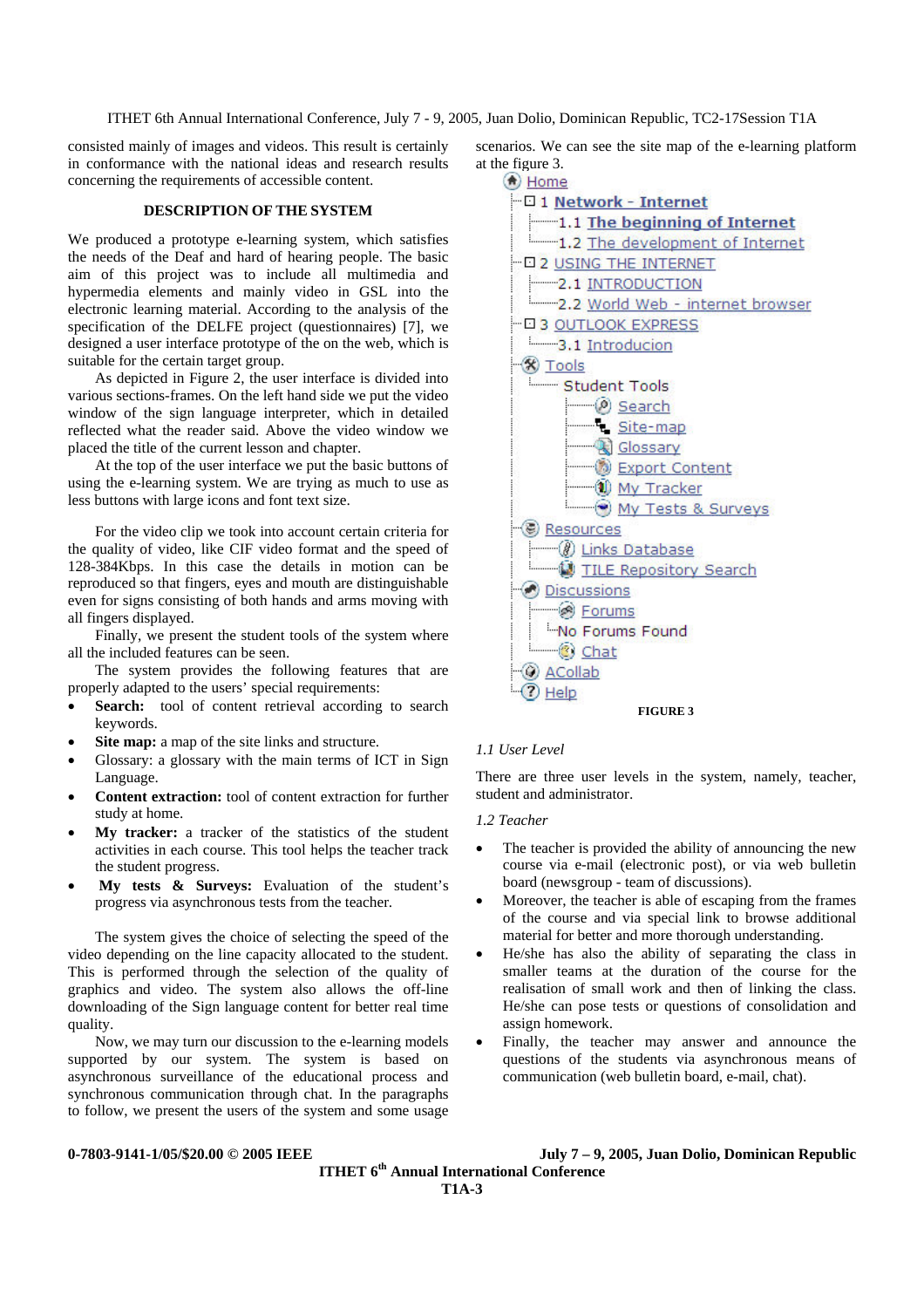consisted mainly of images and videos. This result is certainly in conformance with the national ideas and research results concerning the requirements of accessible content.

## DESCRIPTION OF THE SYSTEM

We produced a prototype e-learning system, which satisfies the needs of the Deaf and hard of hearing people. The basic aim of this project was to include all multimedia and hypermedia elements and mainly video in GSL into the electronic learning material. According to the analysis of the specification of the DELFE project (questionnaires) [7], we designed a user interface prototype of the on the web, which is suitable for the certain target group.

As depicted in Figure 2, the user interface is divided into various sections-frames. On the left hand side we put the video window of the sign language interpreter, which in detailed reflected what the reader said. Above the video window we placed the title of the current lesson and chapter.

At the top of the user interface we put the basic buttons of using the e-learning system. We are trying as much to use as less buttons with large icons and font text size.

For the video clip we took into account certain criteria for the quality of video, like CIF video format and the speed of 128-384Kbps. In this case the details in motion can be reproduced so that fingers, eyes and mouth are distinguishable even for signs consisting of both hands and arms moving with all fingers displayed.

Finally, we present the student tools of the system where all the included features can be seen.

The system provides the following features that are properly adapted to the users' special requirements:

- **Search:** tool of content retrieval according to search keywords.
- **Site map:** a map of the site links and structure.
- Glossary: a glossary with the main terms of ICT in Sign Language.
- **Content extraction:** tool of content extraction for further study at home.
- **My tracker:** a tracker of the statistics of the student activities in each course. This tool helps the teacher track the student progress.
- **My tests & Surveys:** Evaluation of the student's progress via asynchronous tests from the teacher.

The system gives the choice of selecting the speed of the video depending on the line capacity allocated to the student. This is performed through the selection of the quality of graphics and video. The system also allows the off-line downloading of the Sign language content for better real time quality.

Now, we may turn our discussion to the e-learning models supported by our system. The system is based on asynchronous surveillance of the educational process and synchronous communication through chat. In the paragraphs to follow, we present the users of the system and some usage scenarios. We can see the site map of the e-learning platform at the figure 3.

- Home
  - 1 Network - Internet
    - 1.1 The beginning of Internet
    - 1.2 The development of Internet
  - 2 USING THE INTERNET
    - 2.1 INTRODUCTION
    - 2.2 World Web - internet browser
  - 3 OUTLOOK EXPRESS
    - 3.1 Introducion
  - Tools
    - Student Tools
      - Search
      - Site-map
      - Glossary
      - Export Content
      - My Tracker
      - My Tests & Surveys
  - Resources
    - Links Database
    - TILE Repository Search
  - Discussions
    - Forums
      - No Forums Found
    - Chat
  - ACollab
  - Help

FIGURE 3

### *1.1 User Level*

There are three user levels in the system, namely, teacher, student and administrator.

### *1.2 Teacher*

- The teacher is provided the ability of announcing the new course via e-mail (electronic post), or via web bulletin board (newsgroup - team of discussions).
- Moreover, the teacher is able of escaping from the frames of the course and via special link to browse additional material for better and more thorough understanding.
- He/she has also the ability of separating the class in smaller teams at the duration of the course for the realisation of small work and then of linking the class. He/she can pose tests or questions of consolidation and assign homework.
- Finally, the teacher may answer and announce the questions of the students via asynchronous means of communication (web bulletin board, e-mail, chat).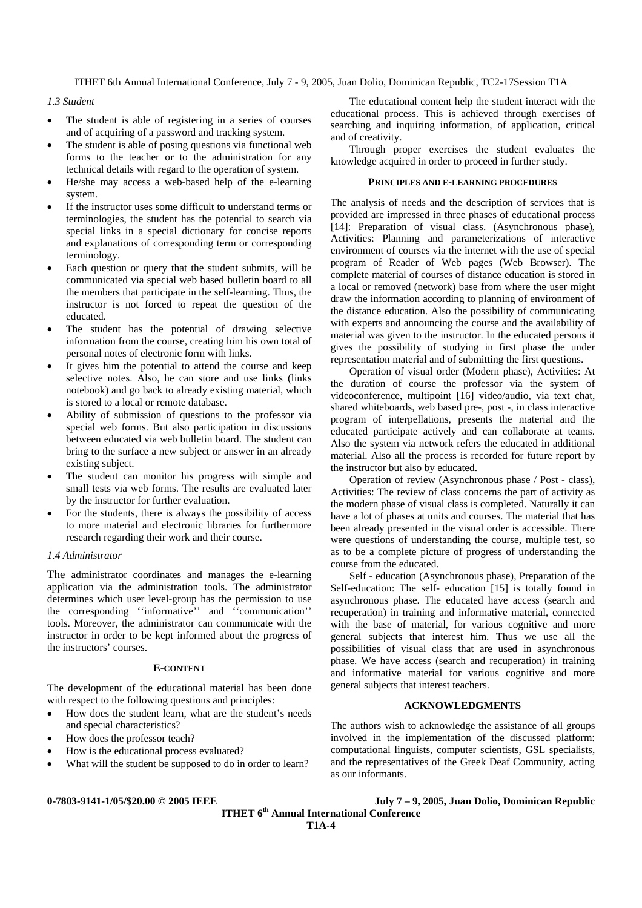*1.3 Student*

- The student is able of registering in a series of courses and of acquiring of a password and tracking system.
- The student is able of posing questions via functional web forms to the teacher or to the administration for any technical details with regard to the operation of system.
- He/she may access a web-based help of the e-learning system.
- If the instructor uses some difficult to understand terms or terminologies, the student has the potential to search via special links in a special dictionary for concise reports and explanations of corresponding term or corresponding terminology.
- Each question or query that the student submits, will be communicated via special web based bulletin board to all the members that participate in the self-learning. Thus, the instructor is not forced to repeat the question of the educated.
- The student has the potential of drawing selective information from the course, creating him his own total of personal notes of electronic form with links.
- It gives him the potential to attend the course and keep selective notes. Also, he can store and use links (links notebook) and go back to already existing material, which is stored to a local or remote database.
- Ability of submission of questions to the professor via special web forms. But also participation in discussions between educated via web bulletin board. The student can bring to the surface a new subject or answer in an already existing subject.
- The student can monitor his progress with simple and small tests via web forms. The results are evaluated later by the instructor for further evaluation.
- For the students, there is always the possibility of access to more material and electronic libraries for furthermore research regarding their work and their course.

*1.4 Administrator*

The administrator coordinates and manages the e-learning application via the administration tools. The administrator determines which user level-group has the permission to use the corresponding ''informative'' and ''communication'' tools. Moreover, the administrator can communicate with the instructor in order to be kept informed about the progress of the instructors' courses.

## E-CONTENT

The development of the educational material has been done with respect to the following questions and principles:

- How does the student learn, what are the student's needs and special characteristics?
- How does the professor teach?
- How is the educational process evaluated?
- What will the student be supposed to do in order to learn?

The educational content help the student interact with the educational process. This is achieved through exercises of searching and inquiring information, of application, critical and of creativity.

Through proper exercises the student evaluates the knowledge acquired in order to proceed in further study.

## PRINCIPLES AND E-LEARNING PROCEDURES

The analysis of needs and the description of services that is provided are impressed in three phases of educational process [14]: Preparation of visual class. (Asynchronous phase), Activities: Planning and parameterizations of interactive environment of courses via the internet with the use of special program of Reader of Web pages (Web Browser). The complete material of courses of distance education is stored in a local or removed (network) base from where the user might draw the information according to planning of environment of the distance education. Also the possibility of communicating with experts and announcing the course and the availability of material was given to the instructor. In the educated persons it gives the possibility of studying in first phase the under representation material and of submitting the first questions.

Operation of visual order (Modern phase), Activities: At the duration of course the professor via the system of videoconference, multipoint [16] video/audio, via text chat, shared whiteboards, web based pre-, post -, in class interactive program of interpellations, presents the material and the educated participate actively and can collaborate at teams. Also the system via network refers the educated in additional material. Also all the process is recorded for future report by the instructor but also by educated.

Operation of review (Asynchronous phase / Post - class), Activities: The review of class concerns the part of activity as the modern phase of visual class is completed. Naturally it can have a lot of phases at units and courses. The material that has been already presented in the visual order is accessible. There were questions of understanding the course, multiple test, so as to be a complete picture of progress of understanding the course from the educated.

Self - education (Asynchronous phase), Preparation of the Self-education: The self- education [15] is totally found in asynchronous phase. The educated have access (search and recuperation) in training and informative material, connected with the base of material, for various cognitive and more general subjects that interest him. Thus we use all the possibilities of visual class that are used in asynchronous phase. We have access (search and recuperation) in training and informative material for various cognitive and more general subjects that interest teachers.

## ACKNOWLEDGMENTS

The authors wish to acknowledge the assistance of all groups involved in the implementation of the discussed platform: computational linguists, computer scientists, GSL specialists, and the representatives of the Greek Deaf Community, acting as our informants.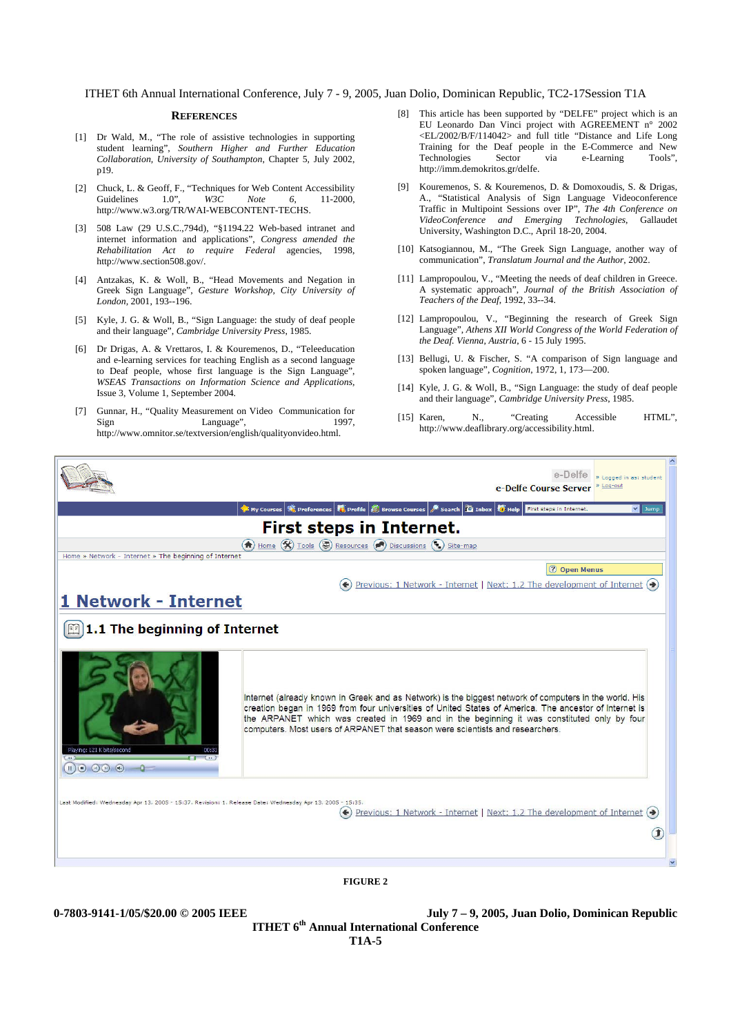## REFERENCES

[1] Dr Wald, M., "The role of assistive technologies in supporting student learning", *Southern Higher and Further Education Collaboration, University of Southampton*, Chapter 5, July 2002, p19.

[2] Chuck, L. & Geoff, F., "Techniques for Web Content Accessibility Guidelines 1.0", *W3C Note 6*, 11-2000, http://www.w3.org/TR/WAI-WEBCONTENT-TECHS.

[3] 508 Law (29 U.S.C.,794d), "§1194.22 Web-based intranet and internet information and applications", *Congress amended the Rehabilitation Act to require Federal agencies*, 1998, http://www.section508.gov/.

[4] Antzakas, K. & Woll, B., "Head Movements and Negation in Greek Sign Language", *Gesture Workshop, City University of London*, 2001, 193--196.

[5] Kyle, J. G. & Woll, B., "Sign Language: the study of deaf people and their language", *Cambridge University Press*, 1985.

[6] Dr Drigas, A. & Vrettaros, I. & Kouremenos, D., "Teleeducation and e-learning services for teaching English as a second language to Deaf people, whose first language is the Sign Language", *WSEAS Transactions on Information Science and Applications*, Issue 3, Volume 1, September 2004.

[7] Gunnar, H., "Quality Measurement on Video Communication for Sign Language", 1997, http://www.omnitor.se/textversion/english/qualityonvideo.html.

[8] This article has been supported by "DELFE" project which is an EU Leonardo Dan Vinci project with AGREEMENT n° 2002 <EL/2002/B/F/114042> and full title "Distance and Life Long Training for the Deaf people in the E-Commerce and New Technologies Sector via e-Learning Tools", http://imm.demokritos.gr/delfe.

[9] Kouremenos, S. & Kouremenos, D. & Domoxoudis, S. & Drigas, A., "Statistical Analysis of Sign Language Videoconference Traffic in Multipoint Sessions over IP", *The 4th Conference on VideoConference and Emerging Technologies*, Gallaudet University, Washington D.C., April 18-20, 2004.

[10] Katsogiannou, M., "The Greek Sign Language, another way of communication", *Translatum Journal and the Author*, 2002.

[11] Lampropoulou, V., "Meeting the needs of deaf children in Greece. A systematic approach", *Journal of the British Association of Teachers of the Deaf*, 1992, 33--34.

[12] Lampropoulou, V., "Beginning the research of Greek Sign Language", *Athens XII World Congress of the World Federation of the Deaf. Vienna, Austria*, 6 - 15 July 1995.

[13] Bellugi, U. & Fischer, S. "A comparison of Sign language and spoken language", *Cognition*, 1972, 1, 173—200.

[14] Kyle, J. G. & Woll, B., "Sign Language: the study of deaf people and their language", *Cambridge University Press*, 1985.

[15] Karen, N., "Creating Accessible HTML", http://www.deaflibrary.org/accessibility.html.

e-Delfe
e-Delfe Course Server
» Logged in as: student
» Log-out

My Courses | Preferences | Profile | Browse Courses | Search | Inbox | Help | First steps in Internet. | Jump

First steps in Internet.

Home | Tools | Resources | Discussions | Site-map

Home » Network - Internet » The beginning of Internet

Open Menus

Previous: 1 Network - Internet | Next: 1.2 The development of Internet

1 Network - Internet

1.1 The beginning of Internet

Playing: 121 K bits/second 00:31

Internet (already known in Greek and as Network) is the biggest network of computers in the world. His creation began in 1969 from four universities of United States of America. The ancestor of Internet is the ARPANET which was created in 1969 and in the beginning it was constituted only by four computers. Most users of ARPANET that season were scientists and researchers.

Last Modified: Wednesday Apr 13, 2005 - 15:37. Revision: 1. Release Date: Wednesday Apr 13, 2005 - 15:35.

Previous: 1 Network - Internet | Next: 1.2 The development of Internet

FIGURE 2